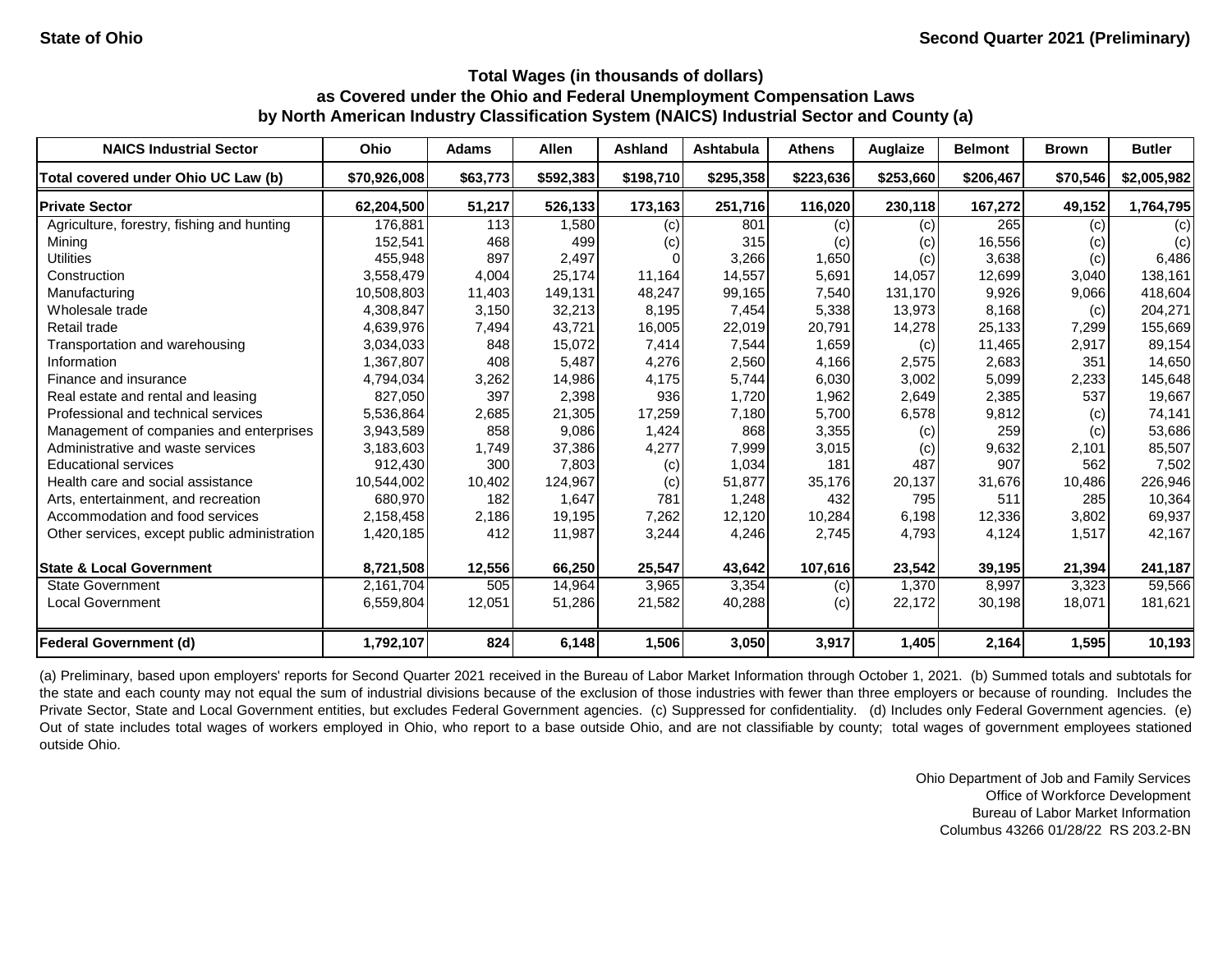State of Ohio

Second Quarter 2021 (Preliminary)

## Total Wages (in thousands of dollars)
## as Covered under the Ohio and Federal Unemployment Compensation Laws
## by North American Industry Classification System (NAICS) Industrial Sector and County (a)

| NAICS Industrial Sector | Ohio | Adams | Allen | Ashland | Ashtabula | Athens | Auglaize | Belmont | Brown | Butler |
|---|---|---|---|---|---|---|---|---|---|---|
| **Total covered under Ohio UC Law (b)** | **$70,926,008** | **$63,773** | **$592,383** | **$198,710** | **$295,358** | **$223,636** | **$253,660** | **$206,467** | **$70,546** | **$2,005,982** |
| **Private Sector** | **62,204,500** | **51,217** | **526,133** | **173,163** | **251,716** | **116,020** | **230,118** | **167,272** | **49,152** | **1,764,795** |
| Agriculture, forestry, fishing and hunting | 176,881 | 113 | 1,580 | (c) | 801 | (c) | (c) | 265 | (c) | (c) |
| Mining | 152,541 | 468 | 499 | (c) | 315 | (c) | (c) | 16,556 | (c) | (c) |
| Utilities | 455,948 | 897 | 2,497 | 0 | 3,266 | 1,650 | (c) | 3,638 | (c) | 6,486 |
| Construction | 3,558,479 | 4,004 | 25,174 | 11,164 | 14,557 | 5,691 | 14,057 | 12,699 | 3,040 | 138,161 |
| Manufacturing | 10,508,803 | 11,403 | 149,131 | 48,247 | 99,165 | 7,540 | 131,170 | 9,926 | 9,066 | 418,604 |
| Wholesale trade | 4,308,847 | 3,150 | 32,213 | 8,195 | 7,454 | 5,338 | 13,973 | 8,168 | (c) | 204,271 |
| Retail trade | 4,639,976 | 7,494 | 43,721 | 16,005 | 22,019 | 20,791 | 14,278 | 25,133 | 7,299 | 155,669 |
| Transportation and warehousing | 3,034,033 | 848 | 15,072 | 7,414 | 7,544 | 1,659 | (c) | 11,465 | 2,917 | 89,154 |
| Information | 1,367,807 | 408 | 5,487 | 4,276 | 2,560 | 4,166 | 2,575 | 2,683 | 351 | 14,650 |
| Finance and insurance | 4,794,034 | 3,262 | 14,986 | 4,175 | 5,744 | 6,030 | 3,002 | 5,099 | 2,233 | 145,648 |
| Real estate and rental and leasing | 827,050 | 397 | 2,398 | 936 | 1,720 | 1,962 | 2,649 | 2,385 | 537 | 19,667 |
| Professional and technical services | 5,536,864 | 2,685 | 21,305 | 17,259 | 7,180 | 5,700 | 6,578 | 9,812 | (c) | 74,141 |
| Management of companies and enterprises | 3,943,589 | 858 | 9,086 | 1,424 | 868 | 3,355 | (c) | 259 | (c) | 53,686 |
| Administrative and waste services | 3,183,603 | 1,749 | 37,386 | 4,277 | 7,999 | 3,015 | (c) | 9,632 | 2,101 | 85,507 |
| Educational services | 912,430 | 300 | 7,803 | (c) | 1,034 | 181 | 487 | 907 | 562 | 7,502 |
| Health care and social assistance | 10,544,002 | 10,402 | 124,967 | (c) | 51,877 | 35,176 | 20,137 | 31,676 | 10,486 | 226,946 |
| Arts, entertainment, and recreation | 680,970 | 182 | 1,647 | 781 | 1,248 | 432 | 795 | 511 | 285 | 10,364 |
| Accommodation and food services | 2,158,458 | 2,186 | 19,195 | 7,262 | 12,120 | 10,284 | 6,198 | 12,336 | 3,802 | 69,937 |
| Other services, except public administration | 1,420,185 | 412 | 11,987 | 3,244 | 4,246 | 2,745 | 4,793 | 4,124 | 1,517 | 42,167 |
| **State & Local Government** | **8,721,508** | **12,556** | **66,250** | **25,547** | **43,642** | **107,616** | **23,542** | **39,195** | **21,394** | **241,187** |
| State Government | 2,161,704 | 505 | 14,964 | 3,965 | 3,354 | (c) | 1,370 | 8,997 | 3,323 | 59,566 |
| Local Government | 6,559,804 | 12,051 | 51,286 | 21,582 | 40,288 | (c) | 22,172 | 30,198 | 18,071 | 181,621 |
| **Federal Government (d)** | **1,792,107** | **824** | **6,148** | **1,506** | **3,050** | **3,917** | **1,405** | **2,164** | **1,595** | **10,193** |

(a) Preliminary, based upon employers' reports for Second Quarter 2021 received in the Bureau of Labor Market Information through October 1, 2021. (b) Summed totals and subtotals for the state and each county may not equal the sum of industrial divisions because of the exclusion of those industries with fewer than three employers or because of rounding. Includes the Private Sector, State and Local Government entities, but excludes Federal Government agencies. (c) Suppressed for confidentiality. (d) Includes only Federal Government agencies. (e) Out of state includes total wages of workers employed in Ohio, who report to a base outside Ohio, and are not classifiable by county; total wages of government employees stationed outside Ohio.

Ohio Department of Job and Family Services
Office of Workforce Development
Bureau of Labor Market Information
Columbus 43266 01/28/22 RS 203.2-BN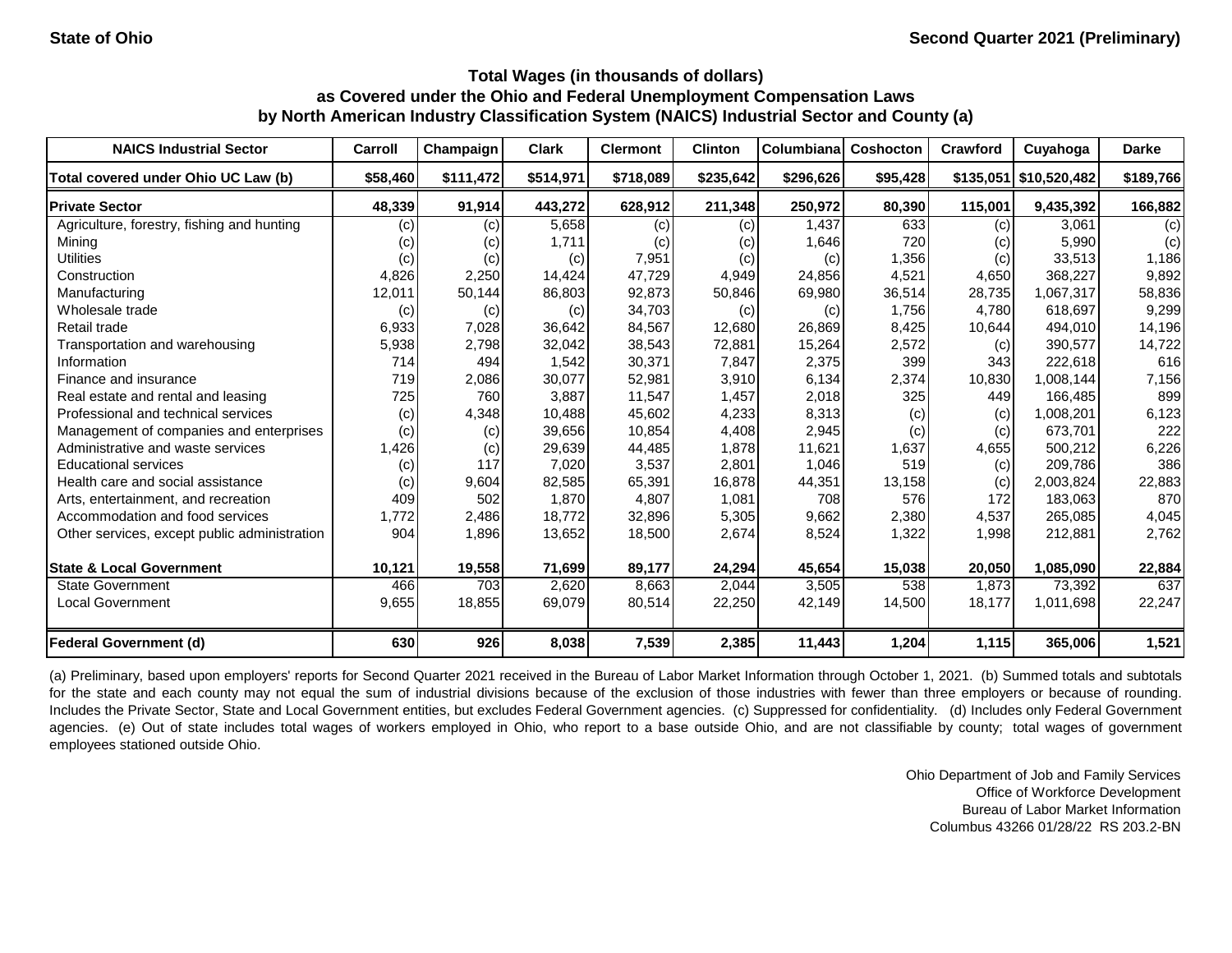**State of Ohio** | **Second Quarter 2021 (Preliminary)**

### Total Wages (in thousands of dollars) as Covered under the Ohio and Federal Unemployment Compensation Laws by North American Industry Classification System (NAICS) Industrial Sector and County (a)

| NAICS Industrial Sector | Carroll | Champaign | Clark | Clermont | Clinton | Columbiana | Coshocton | Crawford | Cuyahoga | Darke |
|---|---|---|---|---|---|---|---|---|---|---|
| **Total covered under Ohio UC Law (b)** | **$58,460** | **$111,472** | **$514,971** | **$718,089** | **$235,642** | **$296,626** | **$95,428** | **$135,051** | **$10,520,482** | **$189,766** |
| **Private Sector** | **48,339** | **91,914** | **443,272** | **628,912** | **211,348** | **250,972** | **80,390** | **115,001** | **9,435,392** | **166,882** |
| Agriculture, forestry, fishing and hunting | (c) | (c) | 5,658 | (c) | (c) | 1,437 | 633 | (c) | 3,061 | (c) |
| Mining | (c) | (c) | 1,711 | (c) | (c) | 1,646 | 720 | (c) | 5,990 | (c) |
| Utilities | (c) | (c) | (c) | 7,951 | (c) | (c) | 1,356 | (c) | 33,513 | 1,186 |
| Construction | 4,826 | 2,250 | 14,424 | 47,729 | 4,949 | 24,856 | 4,521 | 4,650 | 368,227 | 9,892 |
| Manufacturing | 12,011 | 50,144 | 86,803 | 92,873 | 50,846 | 69,980 | 36,514 | 28,735 | 1,067,317 | 58,836 |
| Wholesale trade | (c) | (c) | (c) | 34,703 | (c) | (c) | 1,756 | 4,780 | 618,697 | 9,299 |
| Retail trade | 6,933 | 7,028 | 36,642 | 84,567 | 12,680 | 26,869 | 8,425 | 10,644 | 494,010 | 14,196 |
| Transportation and warehousing | 5,938 | 2,798 | 32,042 | 38,543 | 72,881 | 15,264 | 2,572 | (c) | 390,577 | 14,722 |
| Information | 714 | 494 | 1,542 | 30,371 | 7,847 | 2,375 | 399 | 343 | 222,618 | 616 |
| Finance and insurance | 719 | 2,086 | 30,077 | 52,981 | 3,910 | 6,134 | 2,374 | 10,830 | 1,008,144 | 7,156 |
| Real estate and rental and leasing | 725 | 760 | 3,887 | 11,547 | 1,457 | 2,018 | 325 | 449 | 166,485 | 899 |
| Professional and technical services | (c) | 4,348 | 10,488 | 45,602 | 4,233 | 8,313 | (c) | (c) | 1,008,201 | 6,123 |
| Management of companies and enterprises | (c) | (c) | 39,656 | 10,854 | 4,408 | 2,945 | (c) | (c) | 673,701 | 222 |
| Administrative and waste services | 1,426 | (c) | 29,639 | 44,485 | 1,878 | 11,621 | 1,637 | 4,655 | 500,212 | 6,226 |
| Educational services | (c) | 117 | 7,020 | 3,537 | 2,801 | 1,046 | 519 | (c) | 209,786 | 386 |
| Health care and social assistance | (c) | 9,604 | 82,585 | 65,391 | 16,878 | 44,351 | 13,158 | (c) | 2,003,824 | 22,883 |
| Arts, entertainment, and recreation | 409 | 502 | 1,870 | 4,807 | 1,081 | 708 | 576 | 172 | 183,063 | 870 |
| Accommodation and food services | 1,772 | 2,486 | 18,772 | 32,896 | 5,305 | 9,662 | 2,380 | 4,537 | 265,085 | 4,045 |
| Other services, except public administration | 904 | 1,896 | 13,652 | 18,500 | 2,674 | 8,524 | 1,322 | 1,998 | 212,881 | 2,762 |
| **State & Local Government** | **10,121** | **19,558** | **71,699** | **89,177** | **24,294** | **45,654** | **15,038** | **20,050** | **1,085,090** | **22,884** |
| State Government | 466 | 703 | 2,620 | 8,663 | 2,044 | 3,505 | 538 | 1,873 | 73,392 | 637 |
| Local Government | 9,655 | 18,855 | 69,079 | 80,514 | 22,250 | 42,149 | 14,500 | 18,177 | 1,011,698 | 22,247 |
| **Federal Government (d)** | **630** | **926** | **8,038** | **7,539** | **2,385** | **11,443** | **1,204** | **1,115** | **365,006** | **1,521** |

(a) Preliminary, based upon employers' reports for Second Quarter 2021 received in the Bureau of Labor Market Information through October 1, 2021. (b) Summed totals and subtotals for the state and each county may not equal the sum of industrial divisions because of the exclusion of those industries with fewer than three employers or because of rounding. Includes the Private Sector, State and Local Government entities, but excludes Federal Government agencies. (c) Suppressed for confidentiality. (d) Includes only Federal Government agencies. (e) Out of state includes total wages of workers employed in Ohio, who report to a base outside Ohio, and are not classifiable by county; total wages of government employees stationed outside Ohio.

Ohio Department of Job and Family Services
Office of Workforce Development
Bureau of Labor Market Information
Columbus 43266 01/28/22 RS 203.2-BN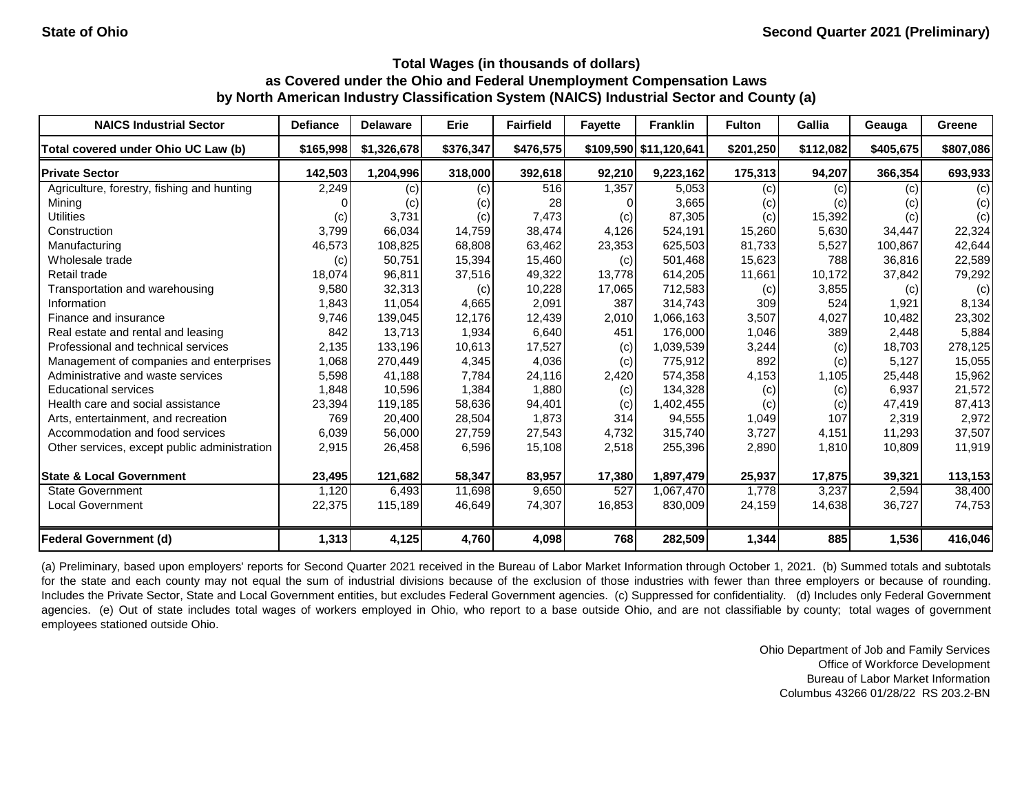State of Ohio

Second Quarter 2021 (Preliminary)

### Total Wages (in thousands of dollars) as Covered under the Ohio and Federal Unemployment Compensation Laws by North American Industry Classification System (NAICS) Industrial Sector and County (a)

| NAICS Industrial Sector | Defiance | Delaware | Erie | Fairfield | Fayette | Franklin | Fulton | Gallia | Geauga | Greene |
|---|---|---|---|---|---|---|---|---|---|---|
| Total covered under Ohio UC Law (b) | $165,998 | $1,326,678 | $376,347 | $476,575 | $109,590 | $11,120,641 | $201,250 | $112,082 | $405,675 | $807,086 |
| **Private Sector** | **142,503** | **1,204,996** | **318,000** | **392,618** | **92,210** | **9,223,162** | **175,313** | **94,207** | **366,354** | **693,933** |
| Agriculture, forestry, fishing and hunting | 2,249 | (c) | (c) | 516 | 1,357 | 5,053 | (c) | (c) | (c) | (c) |
| Mining | 0 | (c) | (c) | 28 | 0 | 3,665 | (c) | (c) | (c) | (c) |
| Utilities | (c) | 3,731 | (c) | 7,473 | (c) | 87,305 | (c) | 15,392 | (c) | (c) |
| Construction | 3,799 | 66,034 | 14,759 | 38,474 | 4,126 | 524,191 | 15,260 | 5,630 | 34,447 | 22,324 |
| Manufacturing | 46,573 | 108,825 | 68,808 | 63,462 | 23,353 | 625,503 | 81,733 | 5,527 | 100,867 | 42,644 |
| Wholesale trade | (c) | 50,751 | 15,394 | 15,460 | (c) | 501,468 | 15,623 | 788 | 36,816 | 22,589 |
| Retail trade | 18,074 | 96,811 | 37,516 | 49,322 | 13,778 | 614,205 | 11,661 | 10,172 | 37,842 | 79,292 |
| Transportation and warehousing | 9,580 | 32,313 | (c) | 10,228 | 17,065 | 712,583 | (c) | 3,855 | (c) | (c) |
| Information | 1,843 | 11,054 | 4,665 | 2,091 | 387 | 314,743 | 309 | 524 | 1,921 | 8,134 |
| Finance and insurance | 9,746 | 139,045 | 12,176 | 12,439 | 2,010 | 1,066,163 | 3,507 | 4,027 | 10,482 | 23,302 |
| Real estate and rental and leasing | 842 | 13,713 | 1,934 | 6,640 | 451 | 176,000 | 1,046 | 389 | 2,448 | 5,884 |
| Professional and technical services | 2,135 | 133,196 | 10,613 | 17,527 | (c) | 1,039,539 | 3,244 | (c) | 18,703 | 278,125 |
| Management of companies and enterprises | 1,068 | 270,449 | 4,345 | 4,036 | (c) | 775,912 | 892 | (c) | 5,127 | 15,055 |
| Administrative and waste services | 5,598 | 41,188 | 7,784 | 24,116 | 2,420 | 574,358 | 4,153 | 1,105 | 25,448 | 15,962 |
| Educational services | 1,848 | 10,596 | 1,384 | 1,880 | (c) | 134,328 | (c) | (c) | 6,937 | 21,572 |
| Health care and social assistance | 23,394 | 119,185 | 58,636 | 94,401 | (c) | 1,402,455 | (c) | (c) | 47,419 | 87,413 |
| Arts, entertainment, and recreation | 769 | 20,400 | 28,504 | 1,873 | 314 | 94,555 | 1,049 | 107 | 2,319 | 2,972 |
| Accommodation and food services | 6,039 | 56,000 | 27,759 | 27,543 | 4,732 | 315,740 | 3,727 | 4,151 | 11,293 | 37,507 |
| Other services, except public administration | 2,915 | 26,458 | 6,596 | 15,108 | 2,518 | 255,396 | 2,890 | 1,810 | 10,809 | 11,919 |
| **State & Local Government** | **23,495** | **121,682** | **58,347** | **83,957** | **17,380** | **1,897,479** | **25,937** | **17,875** | **39,321** | **113,153** |
| State Government | 1,120 | 6,493 | 11,698 | 9,650 | 527 | 1,067,470 | 1,778 | 3,237 | 2,594 | 38,400 |
| Local Government | 22,375 | 115,189 | 46,649 | 74,307 | 16,853 | 830,009 | 24,159 | 14,638 | 36,727 | 74,753 |
| **Federal Government (d)** | **1,313** | **4,125** | **4,760** | **4,098** | **768** | **282,509** | **1,344** | **885** | **1,536** | **416,046** |

(a) Preliminary, based upon employers' reports for Second Quarter 2021 received in the Bureau of Labor Market Information through October 1, 2021. (b) Summed totals and subtotals for the state and each county may not equal the sum of industrial divisions because of the exclusion of those industries with fewer than three employers or because of rounding. Includes the Private Sector, State and Local Government entities, but excludes Federal Government agencies. (c) Suppressed for confidentiality. (d) Includes only Federal Government agencies. (e) Out of state includes total wages of workers employed in Ohio, who report to a base outside Ohio, and are not classifiable by county; total wages of government employees stationed outside Ohio.

Ohio Department of Job and Family Services
Office of Workforce Development
Bureau of Labor Market Information
Columbus 43266 01/28/22 RS 203.2-BN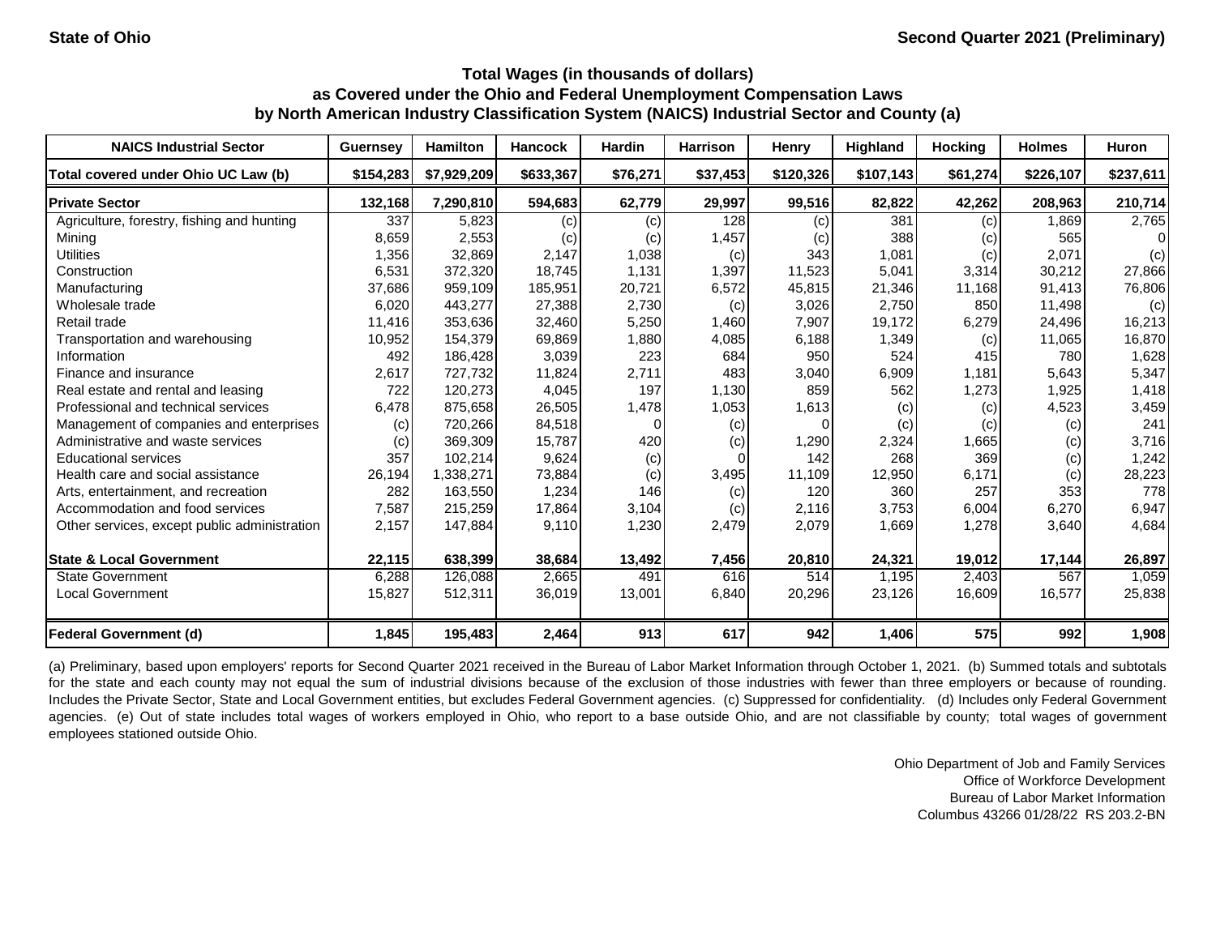State of Ohio

Second Quarter 2021 (Preliminary)

## Total Wages (in thousands of dollars)
## as Covered under the Ohio and Federal Unemployment Compensation Laws
## by North American Industry Classification System (NAICS) Industrial Sector and County (a)

| NAICS Industrial Sector | Guernsey | Hamilton | Hancock | Hardin | Harrison | Henry | Highland | Hocking | Holmes | Huron |
|---|---|---|---|---|---|---|---|---|---|---|
| **Total covered under Ohio UC Law (b)** | **$154,283** | **$7,929,209** | **$633,367** | **$76,271** | **$37,453** | **$120,326** | **$107,143** | **$61,274** | **$226,107** | **$237,611** |
| **Private Sector** | **132,168** | **7,290,810** | **594,683** | **62,779** | **29,997** | **99,516** | **82,822** | **42,262** | **208,963** | **210,714** |
| Agriculture, forestry, fishing and hunting | 337 | 5,823 | (c) | (c) | 128 | (c) | 381 | (c) | 1,869 | 2,765 |
| Mining | 8,659 | 2,553 | (c) | (c) | 1,457 | (c) | 388 | (c) | 565 | 0 |
| Utilities | 1,356 | 32,869 | 2,147 | 1,038 | (c) | 343 | 1,081 | (c) | 2,071 | (c) |
| Construction | 6,531 | 372,320 | 18,745 | 1,131 | 1,397 | 11,523 | 5,041 | 3,314 | 30,212 | 27,866 |
| Manufacturing | 37,686 | 959,109 | 185,951 | 20,721 | 6,572 | 45,815 | 21,346 | 11,168 | 91,413 | 76,806 |
| Wholesale trade | 6,020 | 443,277 | 27,388 | 2,730 | (c) | 3,026 | 2,750 | 850 | 11,498 | (c) |
| Retail trade | 11,416 | 353,636 | 32,460 | 5,250 | 1,460 | 7,907 | 19,172 | 6,279 | 24,496 | 16,213 |
| Transportation and warehousing | 10,952 | 154,379 | 69,869 | 1,880 | 4,085 | 6,188 | 1,349 | (c) | 11,065 | 16,870 |
| Information | 492 | 186,428 | 3,039 | 223 | 684 | 950 | 524 | 415 | 780 | 1,628 |
| Finance and insurance | 2,617 | 727,732 | 11,824 | 2,711 | 483 | 3,040 | 6,909 | 1,181 | 5,643 | 5,347 |
| Real estate and rental and leasing | 722 | 120,273 | 4,045 | 197 | 1,130 | 859 | 562 | 1,273 | 1,925 | 1,418 |
| Professional and technical services | 6,478 | 875,658 | 26,505 | 1,478 | 1,053 | 1,613 | (c) | (c) | 4,523 | 3,459 |
| Management of companies and enterprises | (c) | 720,266 | 84,518 | 0 | (c) | 0 | (c) | (c) | (c) | 241 |
| Administrative and waste services | (c) | 369,309 | 15,787 | 420 | (c) | 1,290 | 2,324 | 1,665 | (c) | 3,716 |
| Educational services | 357 | 102,214 | 9,624 | (c) | 0 | 142 | 268 | 369 | (c) | 1,242 |
| Health care and social assistance | 26,194 | 1,338,271 | 73,884 | (c) | 3,495 | 11,109 | 12,950 | 6,171 | (c) | 28,223 |
| Arts, entertainment, and recreation | 282 | 163,550 | 1,234 | 146 | (c) | 120 | 360 | 257 | 353 | 778 |
| Accommodation and food services | 7,587 | 215,259 | 17,864 | 3,104 | (c) | 2,116 | 3,753 | 6,004 | 6,270 | 6,947 |
| Other services, except public administration | 2,157 | 147,884 | 9,110 | 1,230 | 2,479 | 2,079 | 1,669 | 1,278 | 3,640 | 4,684 |
| **State & Local Government** | **22,115** | **638,399** | **38,684** | **13,492** | **7,456** | **20,810** | **24,321** | **19,012** | **17,144** | **26,897** |
| State Government | 6,288 | 126,088 | 2,665 | 491 | 616 | 514 | 1,195 | 2,403 | 567 | 1,059 |
| Local Government | 15,827 | 512,311 | 36,019 | 13,001 | 6,840 | 20,296 | 23,126 | 16,609 | 16,577 | 25,838 |
| **Federal Government (d)** | **1,845** | **195,483** | **2,464** | **913** | **617** | **942** | **1,406** | **575** | **992** | **1,908** |

(a) Preliminary, based upon employers' reports for Second Quarter 2021 received in the Bureau of Labor Market Information through October 1, 2021. (b) Summed totals and subtotals for the state and each county may not equal the sum of industrial divisions because of the exclusion of those industries with fewer than three employers or because of rounding. Includes the Private Sector, State and Local Government entities, but excludes Federal Government agencies. (c) Suppressed for confidentiality. (d) Includes only Federal Government agencies. (e) Out of state includes total wages of workers employed in Ohio, who report to a base outside Ohio, and are not classifiable by county; total wages of government employees stationed outside Ohio.

Ohio Department of Job and Family Services
Office of Workforce Development
Bureau of Labor Market Information
Columbus 43266 01/28/22 RS 203.2-BN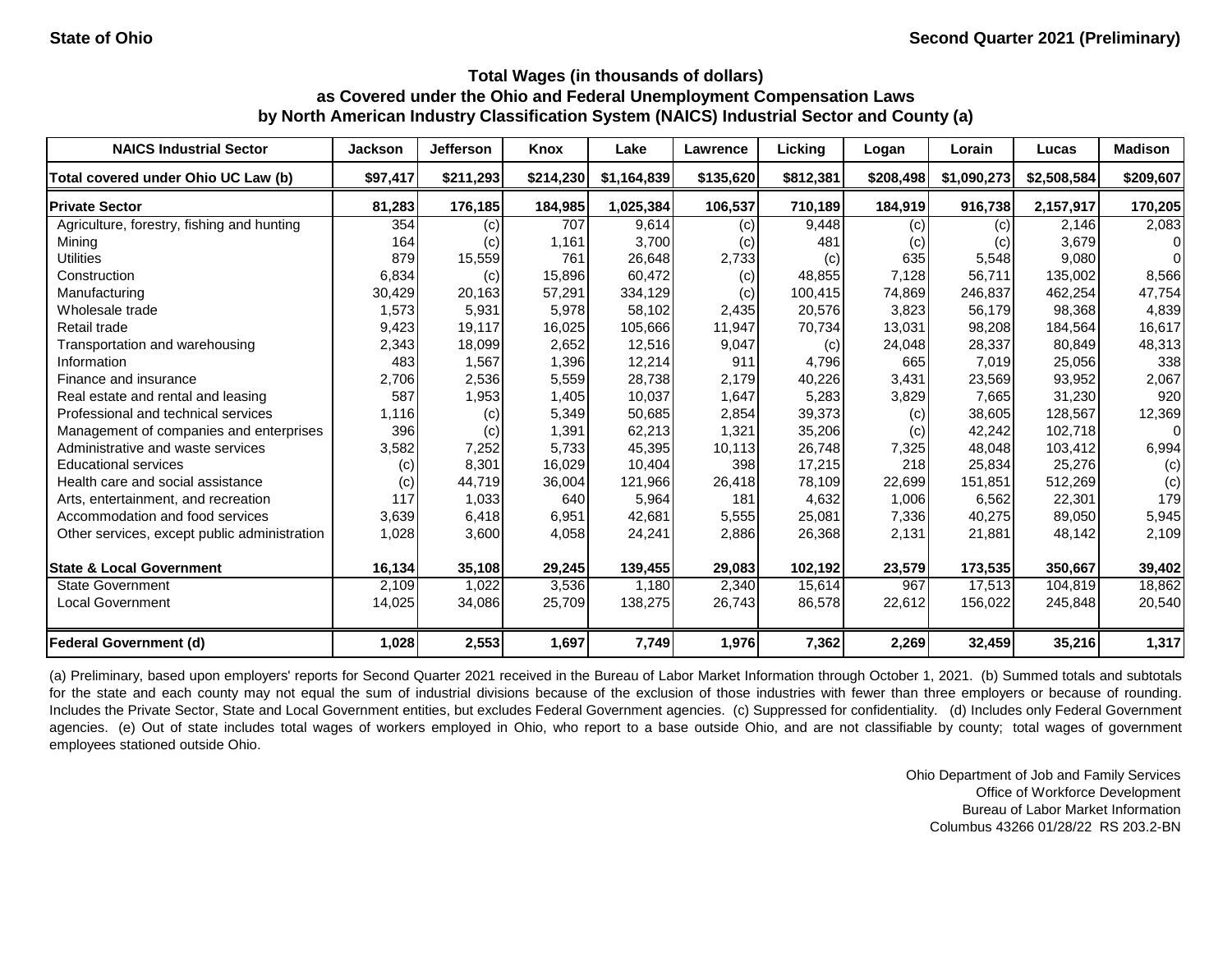State of Ohio — Second Quarter 2021 (Preliminary)

### Total Wages (in thousands of dollars) as Covered under the Ohio and Federal Unemployment Compensation Laws by North American Industry Classification System (NAICS) Industrial Sector and County (a)

| NAICS Industrial Sector | Jackson | Jefferson | Knox | Lake | Lawrence | Licking | Logan | Lorain | Lucas | Madison |
|---|---|---|---|---|---|---|---|---|---|---|
| **Total covered under Ohio UC Law (b)** | **$97,417** | **$211,293** | **$214,230** | **$1,164,839** | **$135,620** | **$812,381** | **$208,498** | **$1,090,273** | **$2,508,584** | **$209,607** |
| **Private Sector** | **81,283** | **176,185** | **184,985** | **1,025,384** | **106,537** | **710,189** | **184,919** | **916,738** | **2,157,917** | **170,205** |
| Agriculture, forestry, fishing and hunting | 354 | (c) | 707 | 9,614 | (c) | 9,448 | (c) | (c) | 2,146 | 2,083 |
| Mining | 164 | (c) | 1,161 | 3,700 | (c) | 481 | (c) | (c) | 3,679 | 0 |
| Utilities | 879 | 15,559 | 761 | 26,648 | 2,733 | (c) | 635 | 5,548 | 9,080 | 0 |
| Construction | 6,834 | (c) | 15,896 | 60,472 | (c) | 48,855 | 7,128 | 56,711 | 135,002 | 8,566 |
| Manufacturing | 30,429 | 20,163 | 57,291 | 334,129 | (c) | 100,415 | 74,869 | 246,837 | 462,254 | 47,754 |
| Wholesale trade | 1,573 | 5,931 | 5,978 | 58,102 | 2,435 | 20,576 | 3,823 | 56,179 | 98,368 | 4,839 |
| Retail trade | 9,423 | 19,117 | 16,025 | 105,666 | 11,947 | 70,734 | 13,031 | 98,208 | 184,564 | 16,617 |
| Transportation and warehousing | 2,343 | 18,099 | 2,652 | 12,516 | 9,047 | (c) | 24,048 | 28,337 | 80,849 | 48,313 |
| Information | 483 | 1,567 | 1,396 | 12,214 | 911 | 4,796 | 665 | 7,019 | 25,056 | 338 |
| Finance and insurance | 2,706 | 2,536 | 5,559 | 28,738 | 2,179 | 40,226 | 3,431 | 23,569 | 93,952 | 2,067 |
| Real estate and rental and leasing | 587 | 1,953 | 1,405 | 10,037 | 1,647 | 5,283 | 3,829 | 7,665 | 31,230 | 920 |
| Professional and technical services | 1,116 | (c) | 5,349 | 50,685 | 2,854 | 39,373 | (c) | 38,605 | 128,567 | 12,369 |
| Management of companies and enterprises | 396 | (c) | 1,391 | 62,213 | 1,321 | 35,206 | (c) | 42,242 | 102,718 | 0 |
| Administrative and waste services | 3,582 | 7,252 | 5,733 | 45,395 | 10,113 | 26,748 | 7,325 | 48,048 | 103,412 | 6,994 |
| Educational services | (c) | 8,301 | 16,029 | 10,404 | 398 | 17,215 | 218 | 25,834 | 25,276 | (c) |
| Health care and social assistance | (c) | 44,719 | 36,004 | 121,966 | 26,418 | 78,109 | 22,699 | 151,851 | 512,269 | (c) |
| Arts, entertainment, and recreation | 117 | 1,033 | 640 | 5,964 | 181 | 4,632 | 1,006 | 6,562 | 22,301 | 179 |
| Accommodation and food services | 3,639 | 6,418 | 6,951 | 42,681 | 5,555 | 25,081 | 7,336 | 40,275 | 89,050 | 5,945 |
| Other services, except public administration | 1,028 | 3,600 | 4,058 | 24,241 | 2,886 | 26,368 | 2,131 | 21,881 | 48,142 | 2,109 |
| **State & Local Government** | **16,134** | **35,108** | **29,245** | **139,455** | **29,083** | **102,192** | **23,579** | **173,535** | **350,667** | **39,402** |
| State Government | 2,109 | 1,022 | 3,536 | 1,180 | 2,340 | 15,614 | 967 | 17,513 | 104,819 | 18,862 |
| Local Government | 14,025 | 34,086 | 25,709 | 138,275 | 26,743 | 86,578 | 22,612 | 156,022 | 245,848 | 20,540 |
| **Federal Government (d)** | **1,028** | **2,553** | **1,697** | **7,749** | **1,976** | **7,362** | **2,269** | **32,459** | **35,216** | **1,317** |

(a) Preliminary, based upon employers' reports for Second Quarter 2021 received in the Bureau of Labor Market Information through October 1, 2021. (b) Summed totals and subtotals for the state and each county may not equal the sum of industrial divisions because of the exclusion of those industries with fewer than three employers or because of rounding. Includes the Private Sector, State and Local Government entities, but excludes Federal Government agencies. (c) Suppressed for confidentiality. (d) Includes only Federal Government agencies. (e) Out of state includes total wages of workers employed in Ohio, who report to a base outside Ohio, and are not classifiable by county; total wages of government employees stationed outside Ohio.

Ohio Department of Job and Family Services
Office of Workforce Development
Bureau of Labor Market Information
Columbus 43266 01/28/22 RS 203.2-BN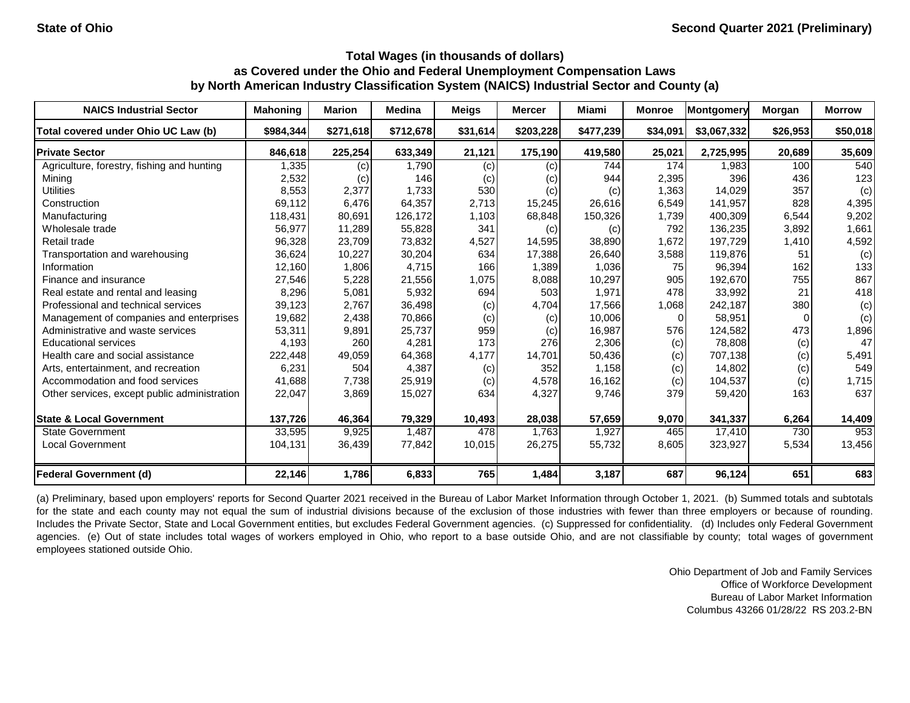**State of Ohio** **Second Quarter 2021 (Preliminary)**

### Total Wages (in thousands of dollars)
### as Covered under the Ohio and Federal Unemployment Compensation Laws
### by North American Industry Classification System (NAICS) Industrial Sector and County (a)

| NAICS Industrial Sector | Mahoning | Marion | Medina | Meigs | Mercer | Miami | Monroe | Montgomery | Morgan | Morrow |
|---|---|---|---|---|---|---|---|---|---|---|
| **Total covered under Ohio UC Law (b)** | **$984,344** | **$271,618** | **$712,678** | **$31,614** | **$203,228** | **$477,239** | **$34,091** | **$3,067,332** | **$26,953** | **$50,018** |
| **Private Sector** | **846,618** | **225,254** | **633,349** | **21,121** | **175,190** | **419,580** | **25,021** | **2,725,995** | **20,689** | **35,609** |
| Agriculture, forestry, fishing and hunting | 1,335 | (c) | 1,790 | (c) | (c) | 744 | 174 | 1,983 | 100 | 540 |
| Mining | 2,532 | (c) | 146 | (c) | (c) | 944 | 2,395 | 396 | 436 | 123 |
| Utilities | 8,553 | 2,377 | 1,733 | 530 | (c) | (c) | 1,363 | 14,029 | 357 | (c) |
| Construction | 69,112 | 6,476 | 64,357 | 2,713 | 15,245 | 26,616 | 6,549 | 141,957 | 828 | 4,395 |
| Manufacturing | 118,431 | 80,691 | 126,172 | 1,103 | 68,848 | 150,326 | 1,739 | 400,309 | 6,544 | 9,202 |
| Wholesale trade | 56,977 | 11,289 | 55,828 | 341 | (c) | (c) | 792 | 136,235 | 3,892 | 1,661 |
| Retail trade | 96,328 | 23,709 | 73,832 | 4,527 | 14,595 | 38,890 | 1,672 | 197,729 | 1,410 | 4,592 |
| Transportation and warehousing | 36,624 | 10,227 | 30,204 | 634 | 17,388 | 26,640 | 3,588 | 119,876 | 51 | (c) |
| Information | 12,160 | 1,806 | 4,715 | 166 | 1,389 | 1,036 | 75 | 96,394 | 162 | 133 |
| Finance and insurance | 27,546 | 5,228 | 21,556 | 1,075 | 8,088 | 10,297 | 905 | 192,670 | 755 | 867 |
| Real estate and rental and leasing | 8,296 | 5,081 | 5,932 | 694 | 503 | 1,971 | 478 | 33,992 | 21 | 418 |
| Professional and technical services | 39,123 | 2,767 | 36,498 | (c) | 4,704 | 17,566 | 1,068 | 242,187 | 380 | (c) |
| Management of companies and enterprises | 19,682 | 2,438 | 70,866 | (c) | (c) | 10,006 | 0 | 58,951 | 0 | (c) |
| Administrative and waste services | 53,311 | 9,891 | 25,737 | 959 | (c) | 16,987 | 576 | 124,582 | 473 | 1,896 |
| Educational services | 4,193 | 260 | 4,281 | 173 | 276 | 2,306 | (c) | 78,808 | (c) | 47 |
| Health care and social assistance | 222,448 | 49,059 | 64,368 | 4,177 | 14,701 | 50,436 | (c) | 707,138 | (c) | 5,491 |
| Arts, entertainment, and recreation | 6,231 | 504 | 4,387 | (c) | 352 | 1,158 | (c) | 14,802 | (c) | 549 |
| Accommodation and food services | 41,688 | 7,738 | 25,919 | (c) | 4,578 | 16,162 | (c) | 104,537 | (c) | 1,715 |
| Other services, except public administration | 22,047 | 3,869 | 15,027 | 634 | 4,327 | 9,746 | 379 | 59,420 | 163 | 637 |
| **State & Local Government** | **137,726** | **46,364** | **79,329** | **10,493** | **28,038** | **57,659** | **9,070** | **341,337** | **6,264** | **14,409** |
| State Government | 33,595 | 9,925 | 1,487 | 478 | 1,763 | 1,927 | 465 | 17,410 | 730 | 953 |
| Local Government | 104,131 | 36,439 | 77,842 | 10,015 | 26,275 | 55,732 | 8,605 | 323,927 | 5,534 | 13,456 |
| **Federal Government (d)** | **22,146** | **1,786** | **6,833** | **765** | **1,484** | **3,187** | **687** | **96,124** | **651** | **683** |

(a) Preliminary, based upon employers' reports for Second Quarter 2021 received in the Bureau of Labor Market Information through October 1, 2021. (b) Summed totals and subtotals for the state and each county may not equal the sum of industrial divisions because of the exclusion of those industries with fewer than three employers or because of rounding. Includes the Private Sector, State and Local Government entities, but excludes Federal Government agencies. (c) Suppressed for confidentiality. (d) Includes only Federal Government agencies. (e) Out of state includes total wages of workers employed in Ohio, who report to a base outside Ohio, and are not classifiable by county; total wages of government employees stationed outside Ohio.

Ohio Department of Job and Family Services
Office of Workforce Development
Bureau of Labor Market Information
Columbus 43266 01/28/22 RS 203.2-BN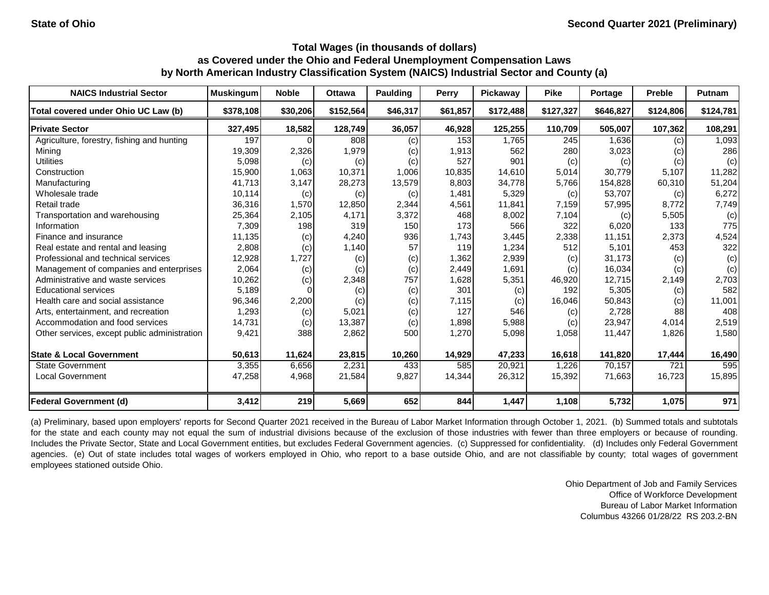State of Ohio

Second Quarter 2021 (Preliminary)

### Total Wages (in thousands of dollars) as Covered under the Ohio and Federal Unemployment Compensation Laws by North American Industry Classification System (NAICS) Industrial Sector and County (a)

| NAICS Industrial Sector | Muskingum | Noble | Ottawa | Paulding | Perry | Pickaway | Pike | Portage | Preble | Putnam |
|---|---|---|---|---|---|---|---|---|---|---|
| Total covered under Ohio UC Law (b) | $378,108 | $30,206 | $152,564 | $46,317 | $61,857 | $172,488 | $127,327 | $646,827 | $124,806 | $124,781 |
| **Private Sector** | 327,495 | 18,582 | 128,749 | 36,057 | 46,928 | 125,255 | 110,709 | 505,007 | 107,362 | 108,291 |
| Agriculture, forestry, fishing and hunting | 197 | 0 | 808 | (c) | 153 | 1,765 | 245 | 1,636 | (c) | 1,093 |
| Mining | 19,309 | 2,326 | 1,979 | (c) | 1,913 | 562 | 280 | 3,023 | (c) | 286 |
| Utilities | 5,098 | (c) | (c) | (c) | 527 | 901 | (c) | (c) | (c) | (c) |
| Construction | 15,900 | 1,063 | 10,371 | 1,006 | 10,835 | 14,610 | 5,014 | 30,779 | 5,107 | 11,282 |
| Manufacturing | 41,713 | 3,147 | 28,273 | 13,579 | 8,803 | 34,778 | 5,766 | 154,828 | 60,310 | 51,204 |
| Wholesale trade | 10,114 | (c) | (c) | (c) | 1,481 | 5,329 | (c) | 53,707 | (c) | 6,272 |
| Retail trade | 36,316 | 1,570 | 12,850 | 2,344 | 4,561 | 11,841 | 7,159 | 57,995 | 8,772 | 7,749 |
| Transportation and warehousing | 25,364 | 2,105 | 4,171 | 3,372 | 468 | 8,002 | 7,104 | (c) | 5,505 | (c) |
| Information | 7,309 | 198 | 319 | 150 | 173 | 566 | 322 | 6,020 | 133 | 775 |
| Finance and insurance | 11,135 | (c) | 4,240 | 936 | 1,743 | 3,445 | 2,338 | 11,151 | 2,373 | 4,524 |
| Real estate and rental and leasing | 2,808 | (c) | 1,140 | 57 | 119 | 1,234 | 512 | 5,101 | 453 | 322 |
| Professional and technical services | 12,928 | 1,727 | (c) | (c) | 1,362 | 2,939 | (c) | 31,173 | (c) | (c) |
| Management of companies and enterprises | 2,064 | (c) | (c) | (c) | 2,449 | 1,691 | (c) | 16,034 | (c) | (c) |
| Administrative and waste services | 10,262 | (c) | 2,348 | 757 | 1,628 | 5,351 | 46,920 | 12,715 | 2,149 | 2,703 |
| Educational services | 5,189 | 0 | (c) | (c) | 301 | (c) | 192 | 5,305 | (c) | 582 |
| Health care and social assistance | 96,346 | 2,200 | (c) | (c) | 7,115 | (c) | 16,046 | 50,843 | (c) | 11,001 |
| Arts, entertainment, and recreation | 1,293 | (c) | 5,021 | (c) | 127 | 546 | (c) | 2,728 | 88 | 408 |
| Accommodation and food services | 14,731 | (c) | 13,387 | (c) | 1,898 | 5,988 | (c) | 23,947 | 4,014 | 2,519 |
| Other services, except public administration | 9,421 | 388 | 2,862 | 500 | 1,270 | 5,098 | 1,058 | 11,447 | 1,826 | 1,580 |
| **State & Local Government** | 50,613 | 11,624 | 23,815 | 10,260 | 14,929 | 47,233 | 16,618 | 141,820 | 17,444 | 16,490 |
| State Government | 3,355 | 6,656 | 2,231 | 433 | 585 | 20,921 | 1,226 | 70,157 | 721 | 595 |
| Local Government | 47,258 | 4,968 | 21,584 | 9,827 | 14,344 | 26,312 | 15,392 | 71,663 | 16,723 | 15,895 |
| **Federal Government (d)** | 3,412 | 219 | 5,669 | 652 | 844 | 1,447 | 1,108 | 5,732 | 1,075 | 971 |

(a) Preliminary, based upon employers' reports for Second Quarter 2021 received in the Bureau of Labor Market Information through October 1, 2021. (b) Summed totals and subtotals for the state and each county may not equal the sum of industrial divisions because of the exclusion of those industries with fewer than three employers or because of rounding. Includes the Private Sector, State and Local Government entities, but excludes Federal Government agencies. (c) Suppressed for confidentiality. (d) Includes only Federal Government agencies. (e) Out of state includes total wages of workers employed in Ohio, who report to a base outside Ohio, and are not classifiable by county; total wages of government employees stationed outside Ohio.

Ohio Department of Job and Family Services
Office of Workforce Development
Bureau of Labor Market Information
Columbus 43266 01/28/22 RS 203.2-BN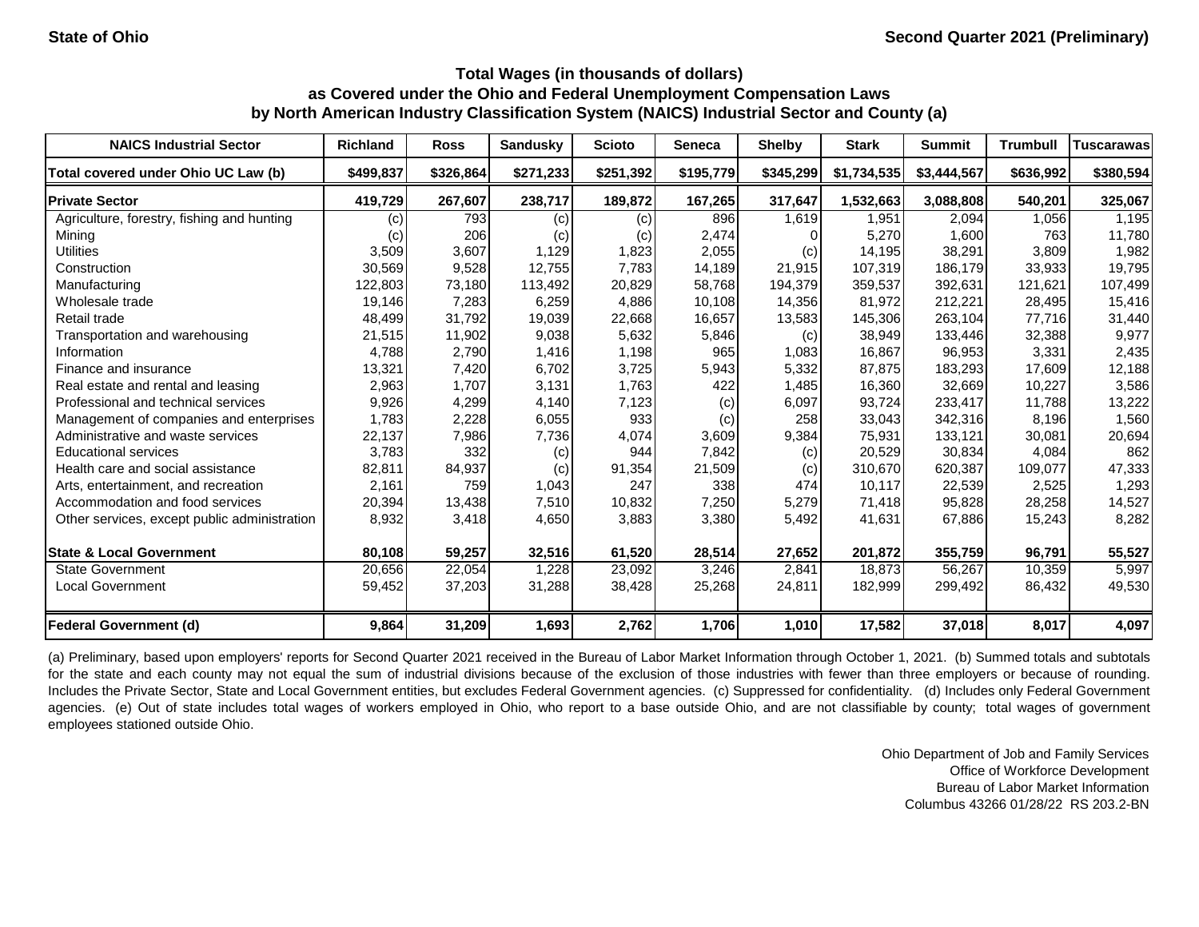**State of Ohio** **Second Quarter 2021 (Preliminary)**

### Total Wages (in thousands of dollars)
### as Covered under the Ohio and Federal Unemployment Compensation Laws
### by North American Industry Classification System (NAICS) Industrial Sector and County (a)

| NAICS Industrial Sector | Richland | Ross | Sandusky | Scioto | Seneca | Shelby | Stark | Summit | Trumbull | Tuscarawas |
|---|---|---|---|---|---|---|---|---|---|---|
| Total covered under Ohio UC Law (b) | $499,837 | $326,864 | $271,233 | $251,392 | $195,779 | $345,299 | $1,734,535 | $3,444,567 | $636,992 | $380,594 |
| **Private Sector** | **419,729** | **267,607** | **238,717** | **189,872** | **167,265** | **317,647** | **1,532,663** | **3,088,808** | **540,201** | **325,067** |
| Agriculture, forestry, fishing and hunting | (c) | 793 | (c) | (c) | 896 | 1,619 | 1,951 | 2,094 | 1,056 | 1,195 |
| Mining | (c) | 206 | (c) | (c) | 2,474 | 0 | 5,270 | 1,600 | 763 | 11,780 |
| Utilities | 3,509 | 3,607 | 1,129 | 1,823 | 2,055 | (c) | 14,195 | 38,291 | 3,809 | 1,982 |
| Construction | 30,569 | 9,528 | 12,755 | 7,783 | 14,189 | 21,915 | 107,319 | 186,179 | 33,933 | 19,795 |
| Manufacturing | 122,803 | 73,180 | 113,492 | 20,829 | 58,768 | 194,379 | 359,537 | 392,631 | 121,621 | 107,499 |
| Wholesale trade | 19,146 | 7,283 | 6,259 | 4,886 | 10,108 | 14,356 | 81,972 | 212,221 | 28,495 | 15,416 |
| Retail trade | 48,499 | 31,792 | 19,039 | 22,668 | 16,657 | 13,583 | 145,306 | 263,104 | 77,716 | 31,440 |
| Transportation and warehousing | 21,515 | 11,902 | 9,038 | 5,632 | 5,846 | (c) | 38,949 | 133,446 | 32,388 | 9,977 |
| Information | 4,788 | 2,790 | 1,416 | 1,198 | 965 | 1,083 | 16,867 | 96,953 | 3,331 | 2,435 |
| Finance and insurance | 13,321 | 7,420 | 6,702 | 3,725 | 5,943 | 5,332 | 87,875 | 183,293 | 17,609 | 12,188 |
| Real estate and rental and leasing | 2,963 | 1,707 | 3,131 | 1,763 | 422 | 1,485 | 16,360 | 32,669 | 10,227 | 3,586 |
| Professional and technical services | 9,926 | 4,299 | 4,140 | 7,123 | (c) | 6,097 | 93,724 | 233,417 | 11,788 | 13,222 |
| Management of companies and enterprises | 1,783 | 2,228 | 6,055 | 933 | (c) | 258 | 33,043 | 342,316 | 8,196 | 1,560 |
| Administrative and waste services | 22,137 | 7,986 | 7,736 | 4,074 | 3,609 | 9,384 | 75,931 | 133,121 | 30,081 | 20,694 |
| Educational services | 3,783 | 332 | (c) | 944 | 7,842 | (c) | 20,529 | 30,834 | 4,084 | 862 |
| Health care and social assistance | 82,811 | 84,937 | (c) | 91,354 | 21,509 | (c) | 310,670 | 620,387 | 109,077 | 47,333 |
| Arts, entertainment, and recreation | 2,161 | 759 | 1,043 | 247 | 338 | 474 | 10,117 | 22,539 | 2,525 | 1,293 |
| Accommodation and food services | 20,394 | 13,438 | 7,510 | 10,832 | 7,250 | 5,279 | 71,418 | 95,828 | 28,258 | 14,527 |
| Other services, except public administration | 8,932 | 3,418 | 4,650 | 3,883 | 3,380 | 5,492 | 41,631 | 67,886 | 15,243 | 8,282 |
| **State & Local Government** | **80,108** | **59,257** | **32,516** | **61,520** | **28,514** | **27,652** | **201,872** | **355,759** | **96,791** | **55,527** |
| State Government | 20,656 | 22,054 | 1,228 | 23,092 | 3,246 | 2,841 | 18,873 | 56,267 | 10,359 | 5,997 |
| Local Government | 59,452 | 37,203 | 31,288 | 38,428 | 25,268 | 24,811 | 182,999 | 299,492 | 86,432 | 49,530 |
| **Federal Government (d)** | **9,864** | **31,209** | **1,693** | **2,762** | **1,706** | **1,010** | **17,582** | **37,018** | **8,017** | **4,097** |

(a) Preliminary, based upon employers' reports for Second Quarter 2021 received in the Bureau of Labor Market Information through October 1, 2021. (b) Summed totals and subtotals for the state and each county may not equal the sum of industrial divisions because of the exclusion of those industries with fewer than three employers or because of rounding. Includes the Private Sector, State and Local Government entities, but excludes Federal Government agencies. (c) Suppressed for confidentiality. (d) Includes only Federal Government agencies. (e) Out of state includes total wages of workers employed in Ohio, who report to a base outside Ohio, and are not classifiable by county; total wages of government employees stationed outside Ohio.

Ohio Department of Job and Family Services
Office of Workforce Development
Bureau of Labor Market Information
Columbus 43266 01/28/22 RS 203.2-BN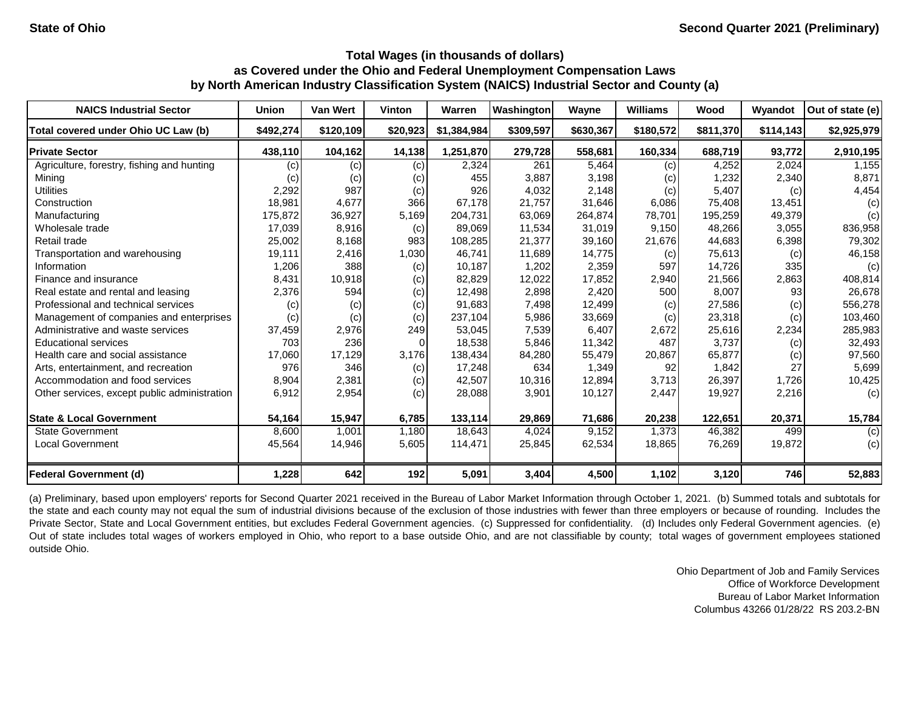**State of Ohio** **Second Quarter 2021 (Preliminary)**

## Total Wages (in thousands of dollars)
## as Covered under the Ohio and Federal Unemployment Compensation Laws
## by North American Industry Classification System (NAICS) Industrial Sector and County (a)

| NAICS Industrial Sector | Union | Van Wert | Vinton | Warren | Washington | Wayne | Williams | Wood | Wyandot | Out of state (e) |
|---|---|---|---|---|---|---|---|---|---|---|
| **Total covered under Ohio UC Law (b)** | **$492,274** | **$120,109** | **$20,923** | **$1,384,984** | **$309,597** | **$630,367** | **$180,572** | **$811,370** | **$114,143** | **$2,925,979** |
| **Private Sector** | **438,110** | **104,162** | **14,138** | **1,251,870** | **279,728** | **558,681** | **160,334** | **688,719** | **93,772** | **2,910,195** |
| Agriculture, forestry, fishing and hunting | (c) | (c) | (c) | 2,324 | 261 | 5,464 | (c) | 4,252 | 2,024 | 1,155 |
| Mining | (c) | (c) | (c) | 455 | 3,887 | 3,198 | (c) | 1,232 | 2,340 | 8,871 |
| Utilities | 2,292 | 987 | (c) | 926 | 4,032 | 2,148 | (c) | 5,407 | (c) | 4,454 |
| Construction | 18,981 | 4,677 | 366 | 67,178 | 21,757 | 31,646 | 6,086 | 75,408 | 13,451 | (c) |
| Manufacturing | 175,872 | 36,927 | 5,169 | 204,731 | 63,069 | 264,874 | 78,701 | 195,259 | 49,379 | (c) |
| Wholesale trade | 17,039 | 8,916 | (c) | 89,069 | 11,534 | 31,019 | 9,150 | 48,266 | 3,055 | 836,958 |
| Retail trade | 25,002 | 8,168 | 983 | 108,285 | 21,377 | 39,160 | 21,676 | 44,683 | 6,398 | 79,302 |
| Transportation and warehousing | 19,111 | 2,416 | 1,030 | 46,741 | 11,689 | 14,775 | (c) | 75,613 | (c) | 46,158 |
| Information | 1,206 | 388 | (c) | 10,187 | 1,202 | 2,359 | 597 | 14,726 | 335 | (c) |
| Finance and insurance | 8,431 | 10,918 | (c) | 82,829 | 12,022 | 17,852 | 2,940 | 21,566 | 2,863 | 408,814 |
| Real estate and rental and leasing | 2,376 | 594 | (c) | 12,498 | 2,898 | 2,420 | 500 | 8,007 | 93 | 26,678 |
| Professional and technical services | (c) | (c) | (c) | 91,683 | 7,498 | 12,499 | (c) | 27,586 | (c) | 556,278 |
| Management of companies and enterprises | (c) | (c) | (c) | 237,104 | 5,986 | 33,669 | (c) | 23,318 | (c) | 103,460 |
| Administrative and waste services | 37,459 | 2,976 | 249 | 53,045 | 7,539 | 6,407 | 2,672 | 25,616 | 2,234 | 285,983 |
| Educational services | 703 | 236 | 0 | 18,538 | 5,846 | 11,342 | 487 | 3,737 | (c) | 32,493 |
| Health care and social assistance | 17,060 | 17,129 | 3,176 | 138,434 | 84,280 | 55,479 | 20,867 | 65,877 | (c) | 97,560 |
| Arts, entertainment, and recreation | 976 | 346 | (c) | 17,248 | 634 | 1,349 | 92 | 1,842 | 27 | 5,699 |
| Accommodation and food services | 8,904 | 2,381 | (c) | 42,507 | 10,316 | 12,894 | 3,713 | 26,397 | 1,726 | 10,425 |
| Other services, except public administration | 6,912 | 2,954 | (c) | 28,088 | 3,901 | 10,127 | 2,447 | 19,927 | 2,216 | (c) |
| **State & Local Government** | **54,164** | **15,947** | **6,785** | **133,114** | **29,869** | **71,686** | **20,238** | **122,651** | **20,371** | **15,784** |
| State Government | 8,600 | 1,001 | 1,180 | 18,643 | 4,024 | 9,152 | 1,373 | 46,382 | 499 | (c) |
| Local Government | 45,564 | 14,946 | 5,605 | 114,471 | 25,845 | 62,534 | 18,865 | 76,269 | 19,872 | (c) |
| **Federal Government (d)** | **1,228** | **642** | **192** | **5,091** | **3,404** | **4,500** | **1,102** | **3,120** | **746** | **52,883** |

(a) Preliminary, based upon employers' reports for Second Quarter 2021 received in the Bureau of Labor Market Information through October 1, 2021. (b) Summed totals and subtotals for the state and each county may not equal the sum of industrial divisions because of the exclusion of those industries with fewer than three employers or because of rounding. Includes the Private Sector, State and Local Government entities, but excludes Federal Government agencies. (c) Suppressed for confidentiality. (d) Includes only Federal Government agencies. (e) Out of state includes total wages of workers employed in Ohio, who report to a base outside Ohio, and are not classifiable by county; total wages of government employees stationed outside Ohio.

Ohio Department of Job and Family Services
Office of Workforce Development
Bureau of Labor Market Information
Columbus 43266 01/28/22 RS 203.2-BN